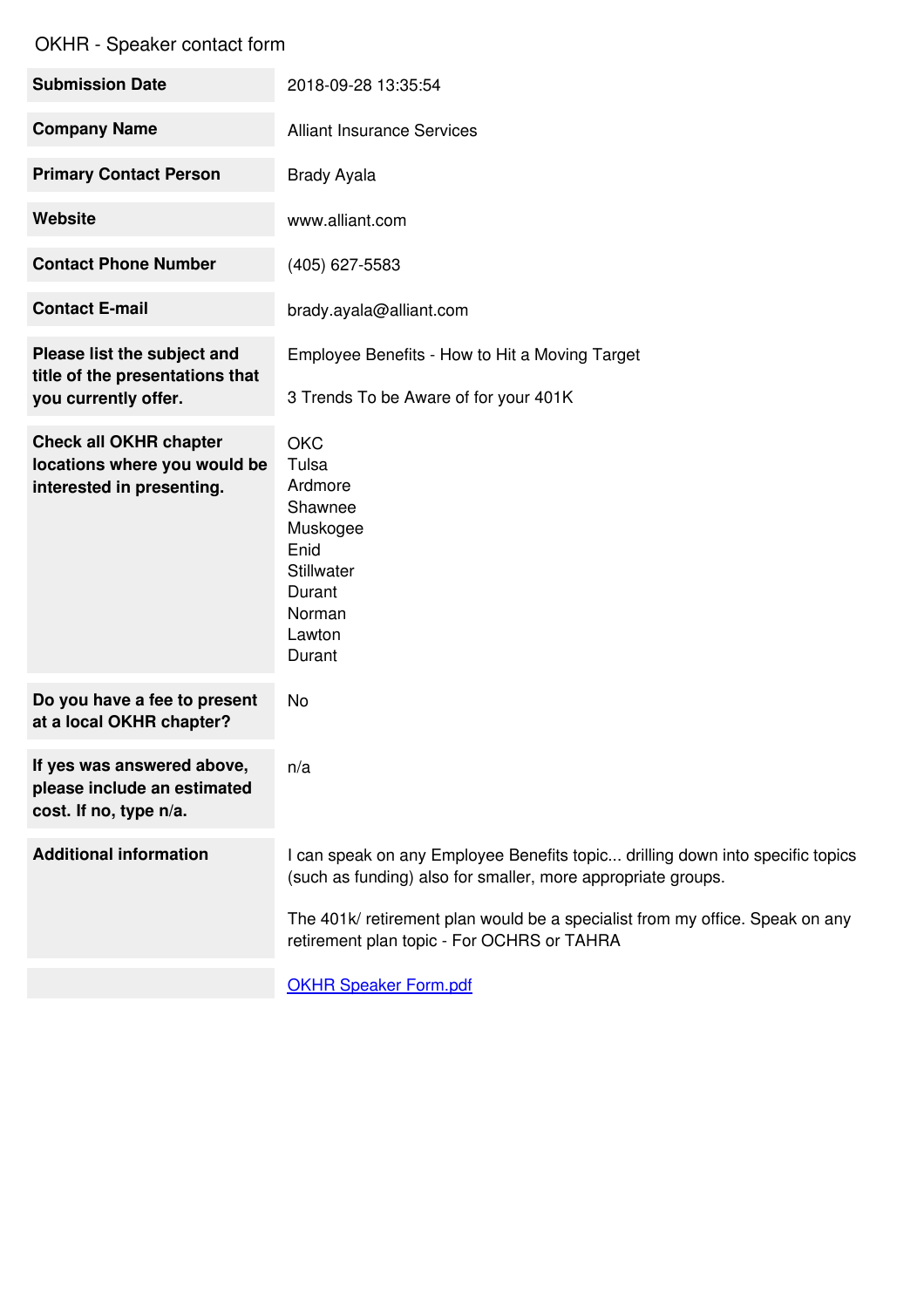# OKHR - Speaker contact form

| | |
|---|---|
| **Submission Date** | 2018-09-28 13:35:54 |
| **Company Name** | Alliant Insurance Services |
| **Primary Contact Person** | Brady Ayala |
| **Website** | www.alliant.com |
| **Contact Phone Number** | (405) 627-5583 |
| **Contact E-mail** | brady.ayala@alliant.com |
| **Please list the subject and title of the presentations that you currently offer.** | Employee Benefits - How to Hit a Moving Target<br><br>3 Trends To be Aware of for your 401K |
| **Check all OKHR chapter locations where you would be interested in presenting.** | OKC<br>Tulsa<br>Ardmore<br>Shawnee<br>Muskogee<br>Enid<br>Stillwater<br>Durant<br>Norman<br>Lawton<br>Durant |
| **Do you have a fee to present at a local OKHR chapter?** | No |
| **If yes was answered above, please include an estimated cost. If no, type n/a.** | n/a |
| **Additional information** | I can speak on any Employee Benefits topic... drilling down into specific topics (such as funding) also for smaller, more appropriate groups.<br><br>The 401k/ retirement plan would be a specialist from my office. Speak on any retirement plan topic - For OCHRS or TAHRA |
| | OKHR Speaker Form.pdf |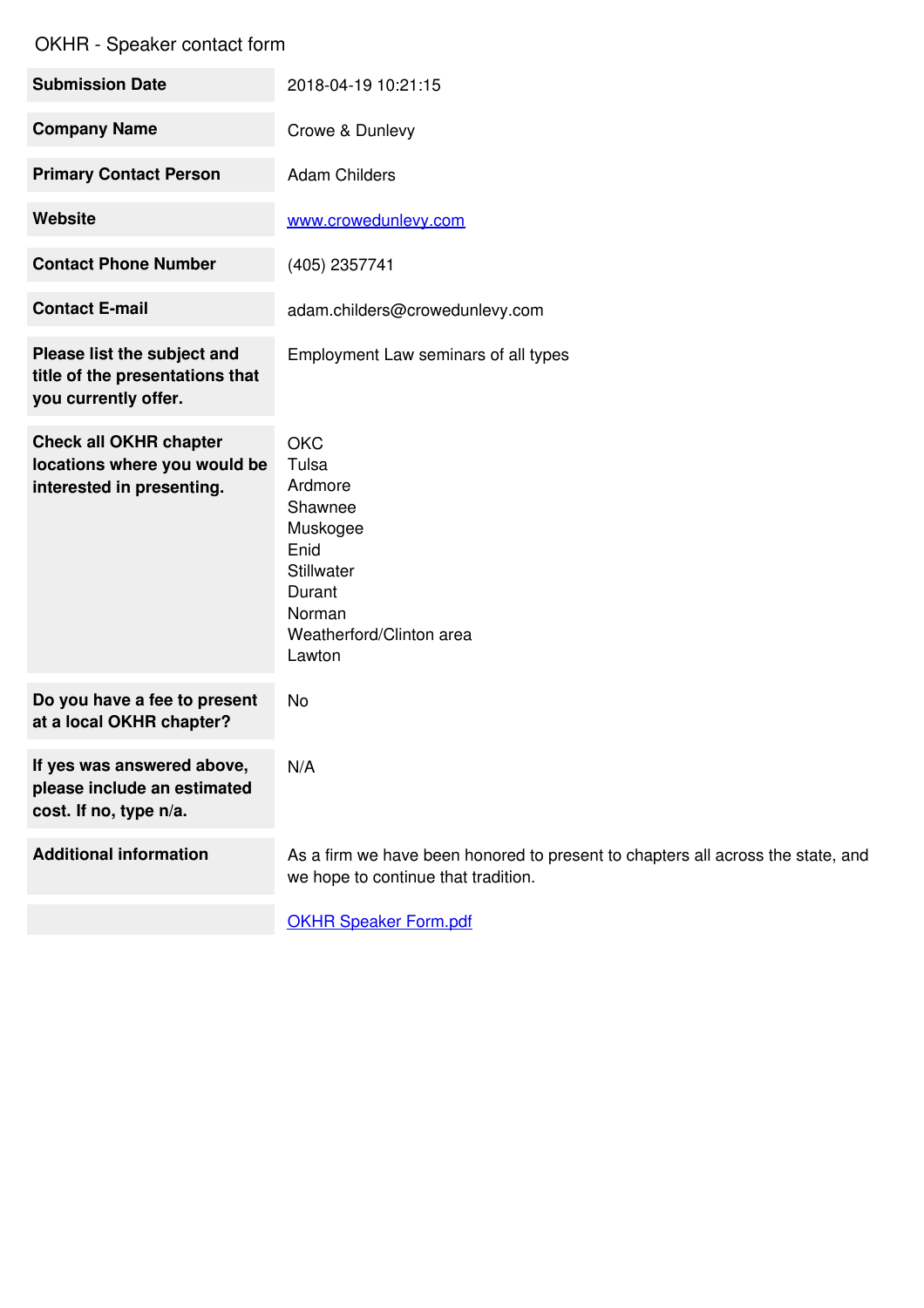OKHR - Speaker contact form

| | |
|---|---|
| **Submission Date** | 2018-04-19 10:21:15 |
| **Company Name** | Crowe & Dunlevy |
| **Primary Contact Person** | Adam Childers |
| **Website** | [www.crowedunlevy.com](www.crowedunlevy.com) |
| **Contact Phone Number** | (405) 2357741 |
| **Contact E-mail** | adam.childers@crowedunlevy.com |
| **Please list the subject and title of the presentations that you currently offer.** | Employment Law seminars of all types |
| **Check all OKHR chapter locations where you would be interested in presenting.** | OKC<br>Tulsa<br>Ardmore<br>Shawnee<br>Muskogee<br>Enid<br>Stillwater<br>Durant<br>Norman<br>Weatherford/Clinton area<br>Lawton |
| **Do you have a fee to present at a local OKHR chapter?** | No |
| **If yes was answered above, please include an estimated cost. If no, type n/a.** | N/A |
| **Additional information** | As a firm we have been honored to present to chapters all across the state, and we hope to continue that tradition. |
| | [OKHR Speaker Form.pdf](OKHR Speaker Form.pdf) |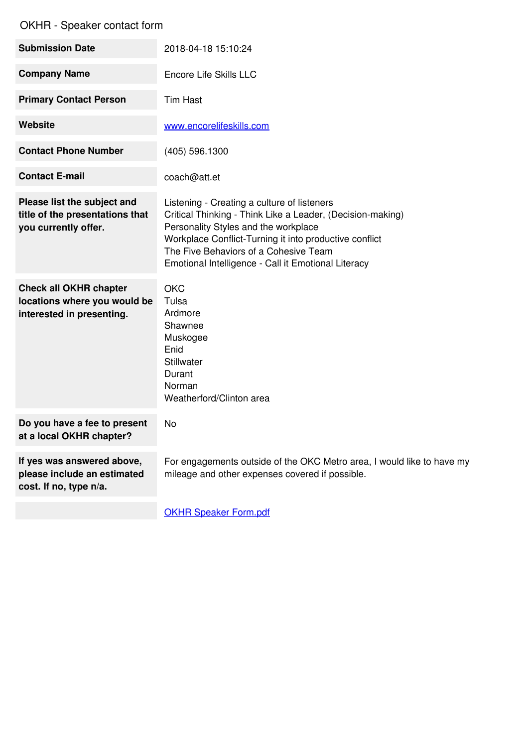# OKHR - Speaker contact form

| | |
|---|---|
| **Submission Date** | 2018-04-18 15:10:24 |
| **Company Name** | Encore Life Skills LLC |
| **Primary Contact Person** | Tim Hast |
| **Website** | [www.encorelifeskills.com](http://www.encorelifeskills.com) |
| **Contact Phone Number** | (405) 596.1300 |
| **Contact E-mail** | coach@att.et |
| **Please list the subject and title of the presentation that you currently offer.** | Listening - Creating a culture of listeners<br>Critical Thinking - Think Like a Leader, (Decision-making)<br>Personality Styles and the workplace<br>Workplace Conflict-Turning it into productive conflict<br>The Five Behaviors of a Cohesive Team<br>Emotional Intelligence - Call it Emotional Literacy |
| **Check all OKHR chapter locations where you would be interested in presenting.** | OKC<br>Tulsa<br>Ardmore<br>Shawnee<br>Muskogee<br>Enid<br>Stillwater<br>Durant<br>Norman<br>Weatherford/Clinton area |
| **Do you have a fee to present at a local OKHR chapter?** | No |
| **If yes was answered above, please include an estimated cost. If no, type n/a.** | For engagements outside of the OKC Metro area, I would like to have my mileage and other expenses covered if possible. |
| | [OKHR Speaker Form.pdf](OKHR Speaker Form.pdf) |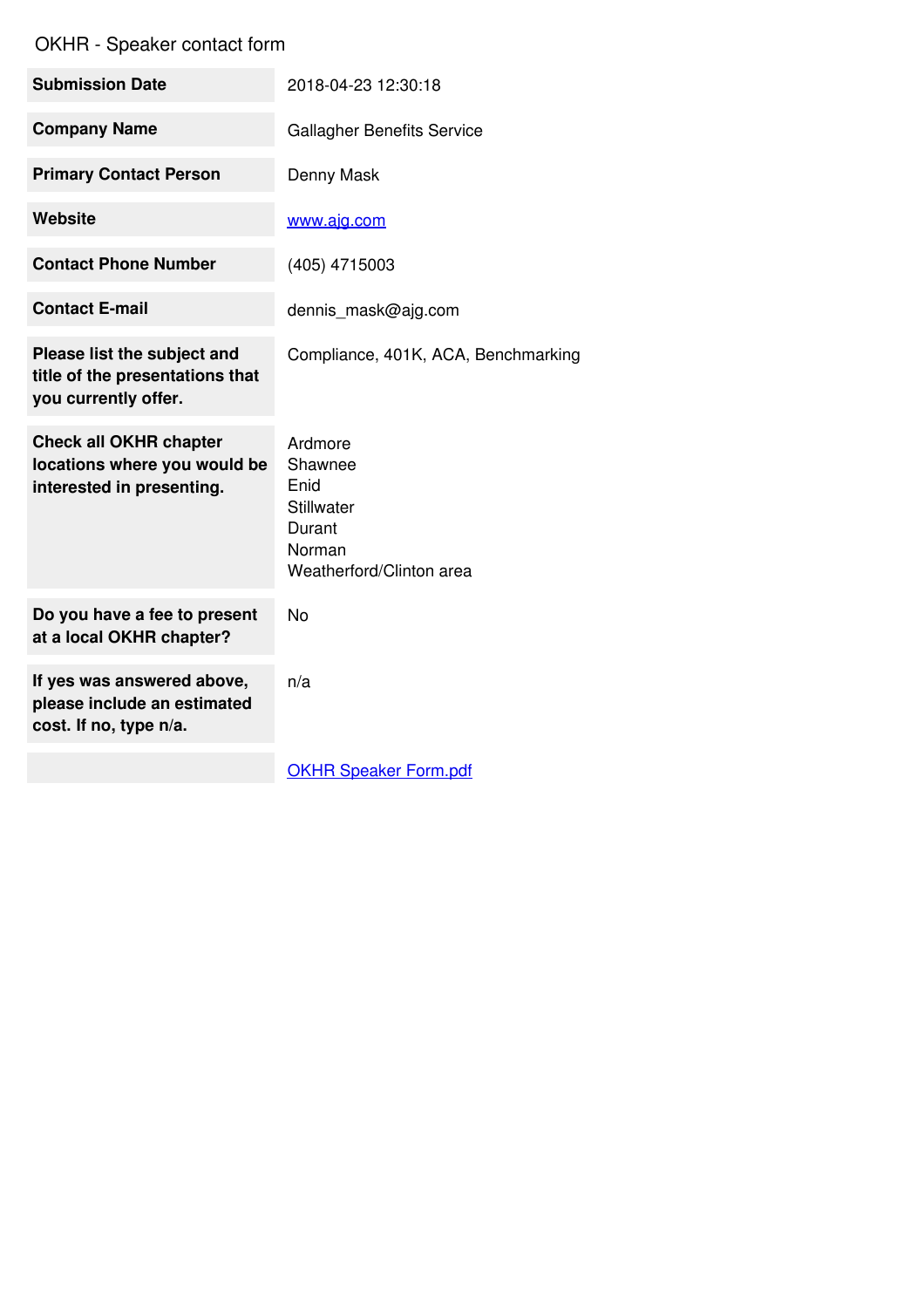OKHR - Speaker contact form

| | |
|---|---|
| **Submission Date** | 2018-04-23 12:30:18 |
| **Company Name** | Gallagher Benefits Service |
| **Primary Contact Person** | Denny Mask |
| **Website** | www.ajg.com |
| **Contact Phone Number** | (405) 4715003 |
| **Contact E-mail** | dennis_mask@ajg.com |
| **Please list the subject and title of the presentations that you currently offer.** | Compliance, 401K, ACA, Benchmarking |
| **Check all OKHR chapter locations where you would be interested in presenting.** | Ardmore<br>Shawnee<br>Enid<br>Stillwater<br>Durant<br>Norman<br>Weatherford/Clinton area |
| **Do you have a fee to present at a local OKHR chapter?** | No |
| **If yes was answered above, please include an estimated cost. If no, type n/a.** | n/a |
| | OKHR Speaker Form.pdf |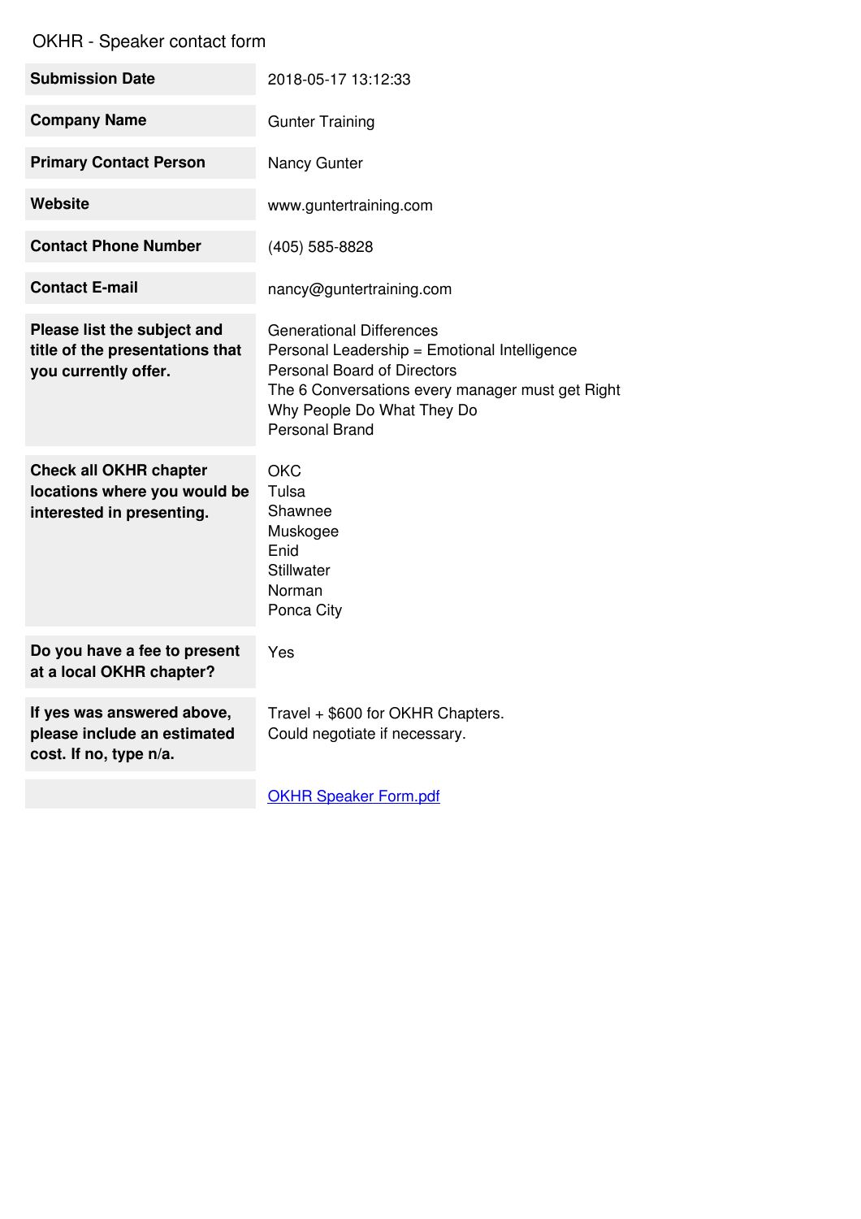# OKHR - Speaker contact form

| | |
|---|---|
| **Submission Date** | 2018-05-17 13:12:33 |
| **Company Name** | Gunter Training |
| **Primary Contact Person** | Nancy Gunter |
| **Website** | www.guntertraining.com |
| **Contact Phone Number** | (405) 585-8828 |
| **Contact E-mail** | nancy@guntertraining.com |
| **Please list the subject and title of the presentations that you currently offer.** | Generational Differences<br>Personal Leadership = Emotional Intelligence<br>Personal Board of Directors<br>The 6 Conversations every manager must get Right<br>Why People Do What They Do<br>Personal Brand |
| **Check all OKHR chapter locations where you would be interested in presenting.** | OKC<br>Tulsa<br>Shawnee<br>Muskogee<br>Enid<br>Stillwater<br>Norman<br>Ponca City |
| **Do you have a fee to present at a local OKHR chapter?** | Yes |
| **If yes was answered above, please include an estimated cost. If no, type n/a.** | Travel + $600 for OKHR Chapters.<br>Could negotiate if necessary. |
| | OKHR Speaker Form.pdf |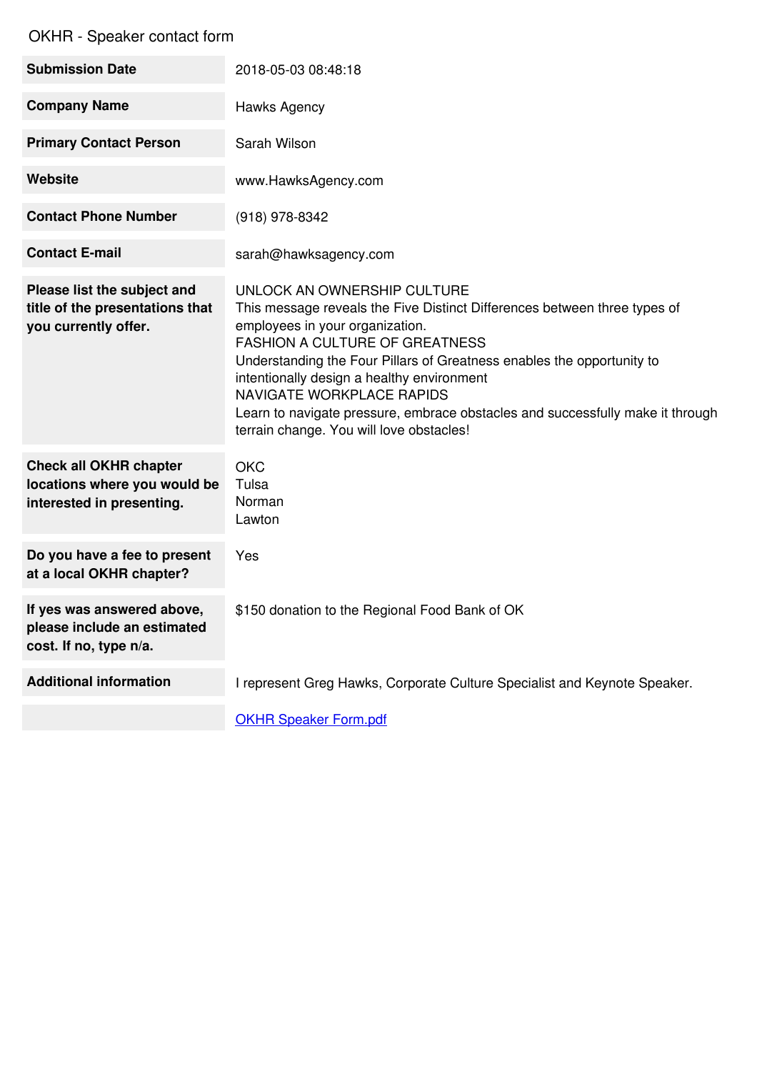OKHR - Speaker contact form

| | |
|---|---|
| **Submission Date** | 2018-05-03 08:48:18 |
| **Company Name** | Hawks Agency |
| **Primary Contact Person** | Sarah Wilson |
| **Website** | www.HawksAgency.com |
| **Contact Phone Number** | (918) 978-8342 |
| **Contact E-mail** | sarah@hawksagency.com |
| **Please list the subject and title of the presentations that you currently offer.** | UNLOCK AN OWNERSHIP CULTURE<br>This message reveals the Five Distinct Differences between three types of employees in your organization.<br>FASHION A CULTURE OF GREATNESS<br>Understanding the Four Pillars of Greatness enables the opportunity to intentionally design a healthy environment<br>NAVIGATE WORKPLACE RAPIDS<br>Learn to navigate pressure, embrace obstacles and successfully make it through terrain change. You will love obstacles! |
| **Check all OKHR chapter locations where you would be interested in presenting.** | OKC<br>Tulsa<br>Norman<br>Lawton |
| **Do you have a fee to present at a local OKHR chapter?** | Yes |
| **If yes was answered above, please include an estimated cost. If no, type n/a.** | $150 donation to the Regional Food Bank of OK |
| **Additional information** | I represent Greg Hawks, Corporate Culture Specialist and Keynote Speaker. |
| | OKHR Speaker Form.pdf |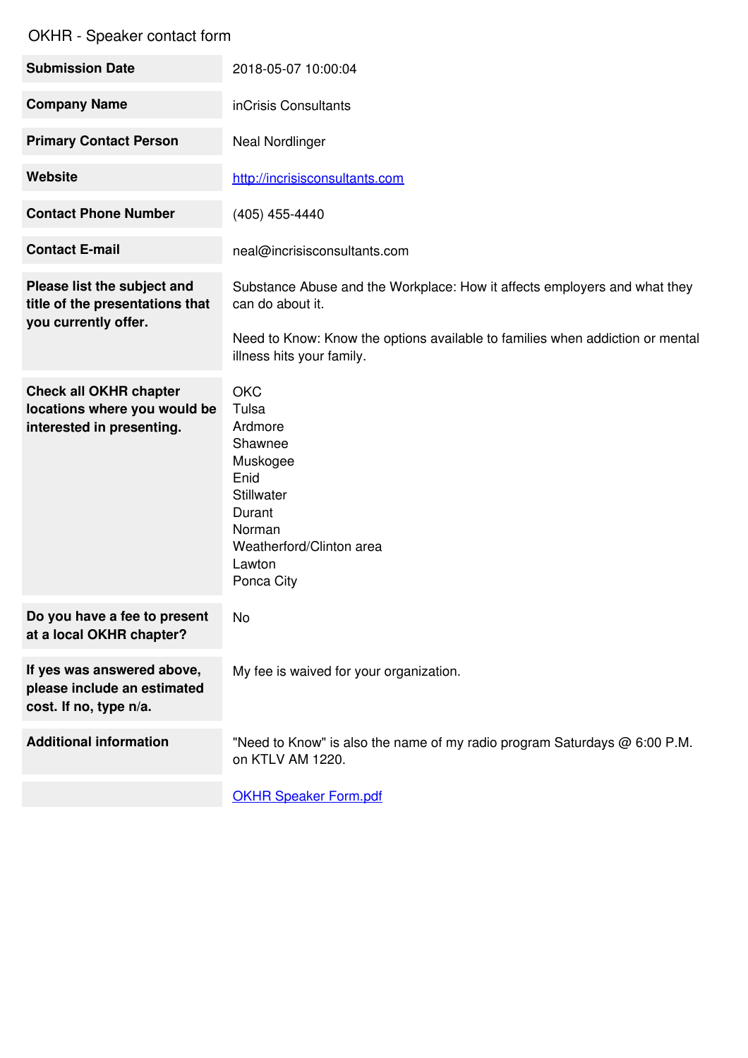# OKHR - Speaker contact form

| | |
|---|---|
| **Submission Date** | 2018-05-07 10:00:04 |
| **Company Name** | inCrisis Consultants |
| **Primary Contact Person** | Neal Nordlinger |
| **Website** | [http://incrisisconsultants.com](http://incrisisconsultants.com) |
| **Contact Phone Number** | (405) 455-4440 |
| **Contact E-mail** | neal@incrisisconsultants.com |
| **Please list the subject and title of the presentation that you currently offer.** | Substance Abuse and the Workplace: How it affects employers and what they can do about it.<br><br>Need to Know: Know the options available to families when addiction or mental illness hits your family. |
| **Check all OKHR chapter locations where you would be interested in presenting.** | OKC<br>Tulsa<br>Ardmore<br>Shawnee<br>Muskogee<br>Enid<br>Stillwater<br>Durant<br>Norman<br>Weatherford/Clinton area<br>Lawton<br>Ponca City |
| **Do you have a fee to present at a local OKHR chapter?** | No |
| **If yes was answered above, please include an estimated cost. If no, type n/a.** | My fee is waived for your organization. |
| **Additional information** | "Need to Know" is also the name of my radio program Saturdays @ 6:00 P.M. on KTLV AM 1220. |
| | OKHR Speaker Form.pdf |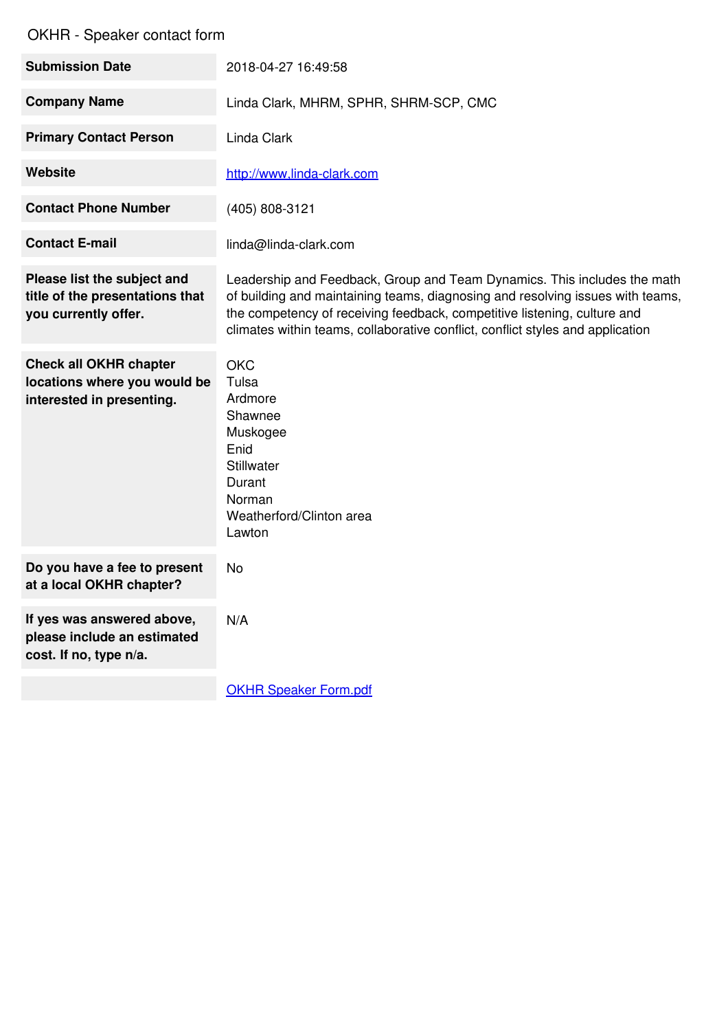OKHR - Speaker contact form

| | |
|---|---|
| **Submission Date** | 2018-04-27 16:49:58 |
| **Company Name** | Linda Clark, MHRM, SPHR, SHRM-SCP, CMC |
| **Primary Contact Person** | Linda Clark |
| **Website** | [http://www.linda-clark.com](http://www.linda-clark.com) |
| **Contact Phone Number** | (405) 808-3121 |
| **Contact E-mail** | linda@linda-clark.com |
| **Please list the subject and title of the presentations that you currently offer.** | Leadership and Feedback, Group and Team Dynamics. This includes the math of building and maintaining teams, diagnosing and resolving issues with teams, the competency of receiving feedback, competitive listening, culture and climates within teams, collaborative conflict, conflict styles and application |
| **Check all OKHR chapter locations where you would be interested in presenting.** | OKC<br>Tulsa<br>Ardmore<br>Shawnee<br>Muskogee<br>Enid<br>Stillwater<br>Durant<br>Norman<br>Weatherford/Clinton area<br>Lawton |
| **Do you have a fee to present at a local OKHR chapter?** | No |
| **If yes was answered above, please include an estimated cost. If no, type n/a.** | N/A |
| | OKHR Speaker Form.pdf |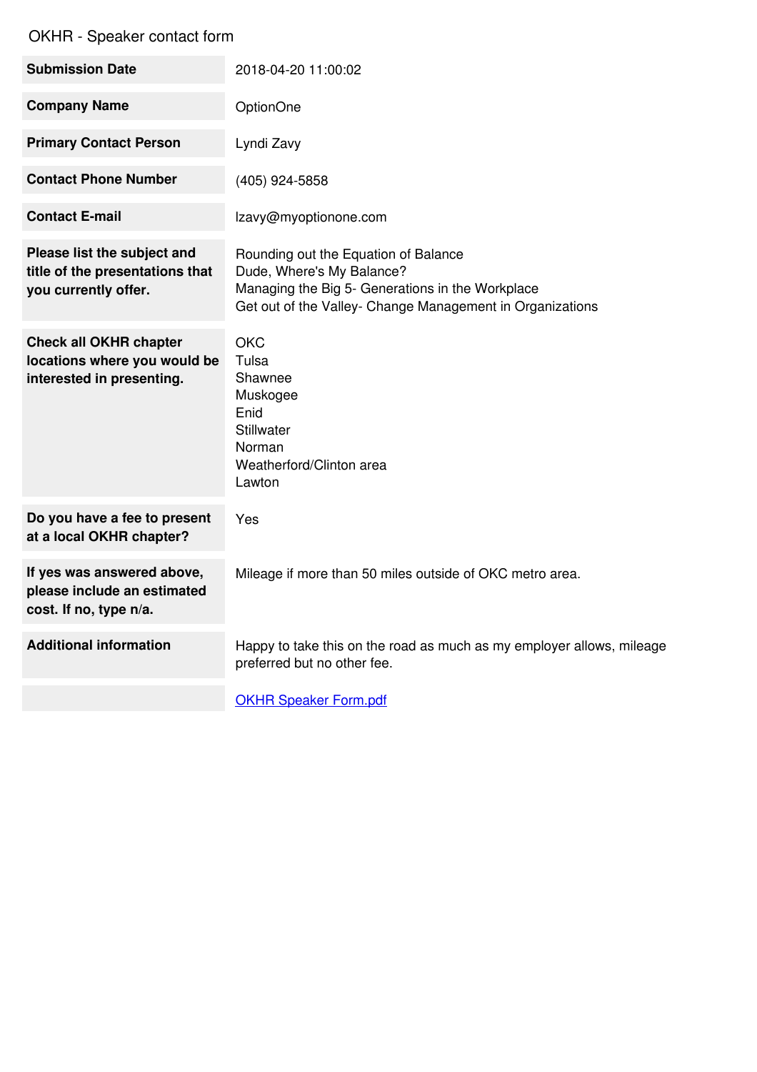OKHR - Speaker contact form

| | |
|---|---|
| **Submission Date** | 2018-04-20 11:00:02 |
| **Company Name** | OptionOne |
| **Primary Contact Person** | Lyndi Zavy |
| **Contact Phone Number** | (405) 924-5858 |
| **Contact E-mail** | lzavy@myoptionone.com |
| **Please list the subject and title of the presentations that you currently offer.** | Rounding out the Equation of Balance<br>Dude, Where's My Balance?<br>Managing the Big 5- Generations in the Workplace<br>Get out of the Valley- Change Management in Organizations |
| **Check all OKHR chapter locations where you would be interested in presenting.** | OKC<br>Tulsa<br>Shawnee<br>Muskogee<br>Enid<br>Stillwater<br>Norman<br>Weatherford/Clinton area<br>Lawton |
| **Do you have a fee to present at a local OKHR chapter?** | Yes |
| **If yes was answered above, please include an estimated cost. If no, type n/a.** | Mileage if more than 50 miles outside of OKC metro area. |
| **Additional information** | Happy to take this on the road as much as my employer allows, mileage preferred but no other fee. |
| | OKHR Speaker Form.pdf |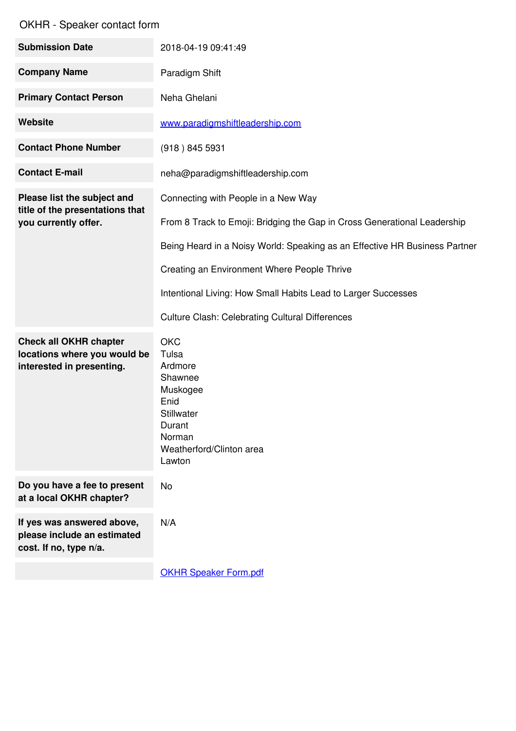OKHR - Speaker contact form

| | |
|---|---|
| **Submission Date** | 2018-04-19 09:41:49 |
| **Company Name** | Paradigm Shift |
| **Primary Contact Person** | Neha Ghelani |
| **Website** | www.paradigmshiftleadership.com |
| **Contact Phone Number** | (918 ) 845 5931 |
| **Contact E-mail** | neha@paradigmshiftleadership.com |
| **Please list the subject and title of the presentation that you currently offer.** | Connecting with People in a New Way<br><br>From 8 Track to Emoji: Bridging the Gap in Cross Generational Leadership<br><br>Being Heard in a Noisy World: Speaking as an Effective HR Business Partner<br><br>Creating an Environment Where People Thrive<br><br>Intentional Living: How Small Habits Lead to Larger Successes<br><br>Culture Clash: Celebrating Cultural Differences |
| **Check all OKHR chapter locations where you would be interested in presenting.** | OKC<br>Tulsa<br>Ardmore<br>Shawnee<br>Muskogee<br>Enid<br>Stillwater<br>Durant<br>Norman<br>Weatherford/Clinton area<br>Lawton |
| **Do you have a fee to present at a local OKHR chapter?** | No |
| **If yes was answered above, please include an estimated cost. If no, type n/a.** | N/A |
| | OKHR Speaker Form.pdf |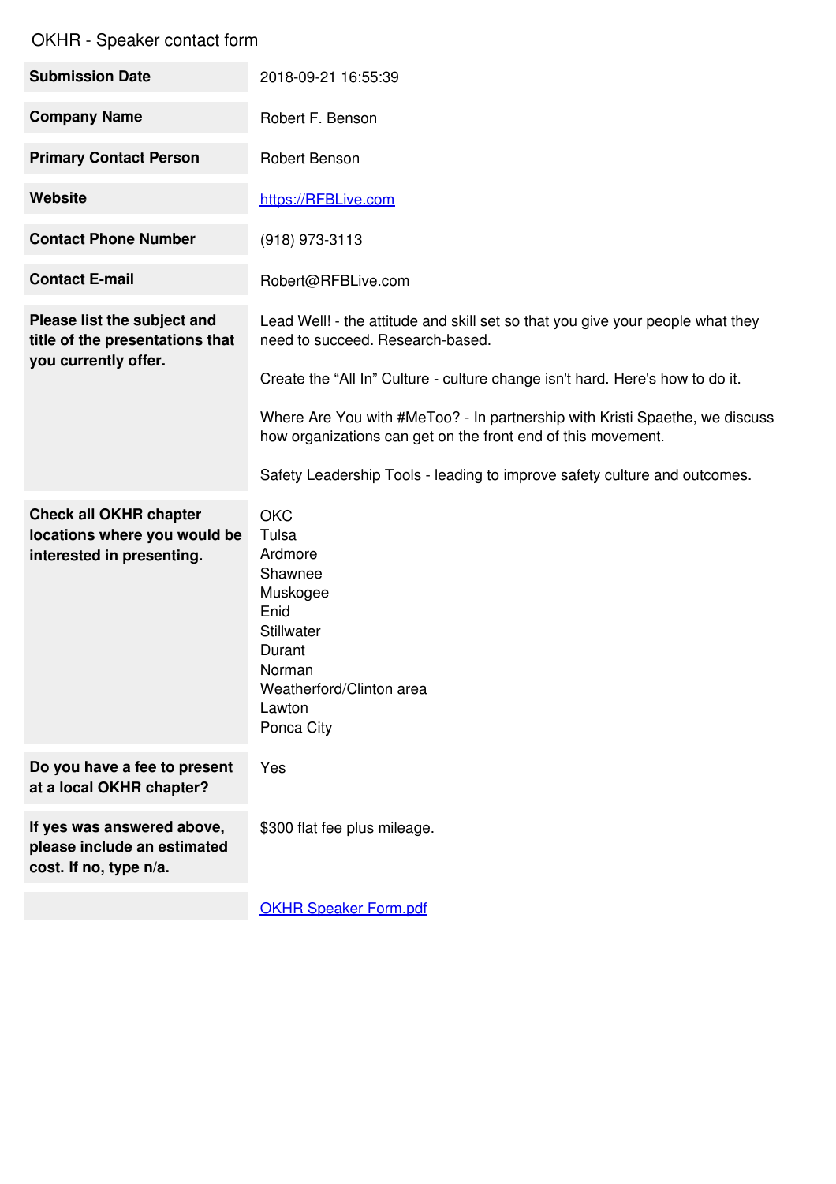OKHR - Speaker contact form

| | |
|---|---|
| **Submission Date** | 2018-09-21 16:55:39 |
| **Company Name** | Robert F. Benson |
| **Primary Contact Person** | Robert Benson |
| **Website** | [https://RFBLive.com](https://RFBLive.com) |
| **Contact Phone Number** | (918) 973-3113 |
| **Contact E-mail** | Robert@RFBLive.com |
| **Please list the subject and title of the presentation that you currently offer.** | Lead Well! - the attitude and skill set so that you give your people what they need to succeed. Research-based.<br><br>Create the “All In” Culture - culture change isn't hard. Here's how to do it.<br><br>Where Are You with #MeToo? - In partnership with Kristi Spaethe, we discuss how organizations can get on the front end of this movement.<br><br>Safety Leadership Tools - leading to improve safety culture and outcomes. |
| **Check all OKHR chapter locations where you would be interested in presenting.** | OKC<br>Tulsa<br>Ardmore<br>Shawnee<br>Muskogee<br>Enid<br>Stillwater<br>Durant<br>Norman<br>Weatherford/Clinton area<br>Lawton<br>Ponca City |
| **Do you have a fee to present at a local OKHR chapter?** | Yes |
| **If yes was answered above, please include an estimated cost. If no, type n/a.** | $300 flat fee plus mileage. |
| | OKHR Speaker Form.pdf |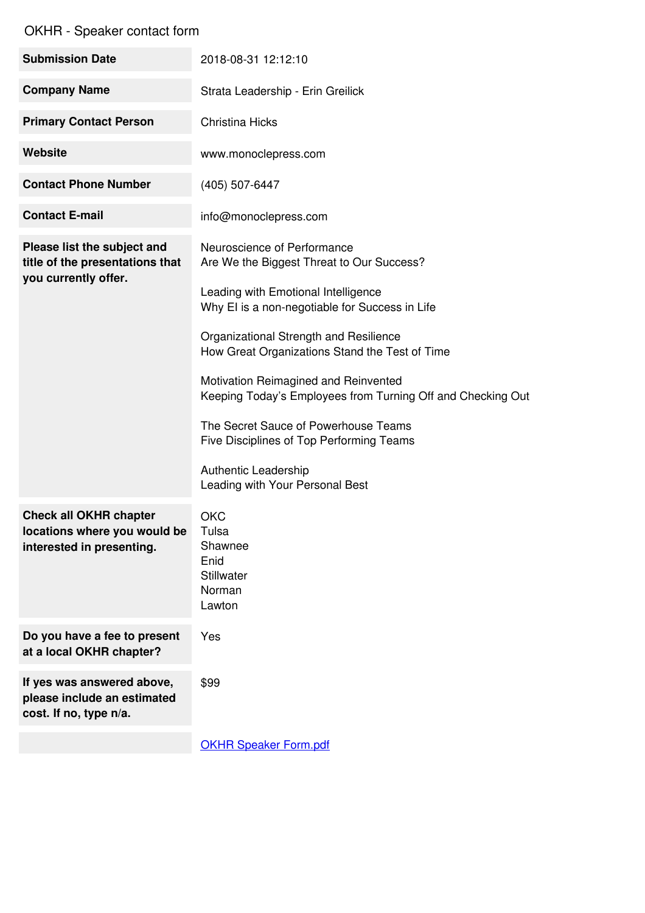OKHR - Speaker contact form

| | |
|---|---|
| **Submission Date** | 2018-08-31 12:12:10 |
| **Company Name** | Strata Leadership - Erin Greilick |
| **Primary Contact Person** | Christina Hicks |
| **Website** | www.monoclepress.com |
| **Contact Phone Number** | (405) 507-6447 |
| **Contact E-mail** | info@monoclepress.com |
| **Please list the subject and title of the presentations that you currently offer.** | Neuroscience of Performance<br>Are We the Biggest Threat to Our Success?<br><br>Leading with Emotional Intelligence<br>Why EI is a non-negotiable for Success in Life<br><br>Organizational Strength and Resilience<br>How Great Organizations Stand the Test of Time<br><br>Motivation Reimagined and Reinvented<br>Keeping Today's Employees from Turning Off and Checking Out<br><br>The Secret Sauce of Powerhouse Teams<br>Five Disciplines of Top Performing Teams<br><br>Authentic Leadership<br>Leading with Your Personal Best |
| **Check all OKHR chapter locations where you would be interested in presenting.** | OKC<br>Tulsa<br>Shawnee<br>Enid<br>Stillwater<br>Norman<br>Lawton |
| **Do you have a fee to present at a local OKHR chapter?** | Yes |
| **If yes was answered above, please include an estimated cost. If no, type n/a.** | $99 |
| | OKHR Speaker Form.pdf |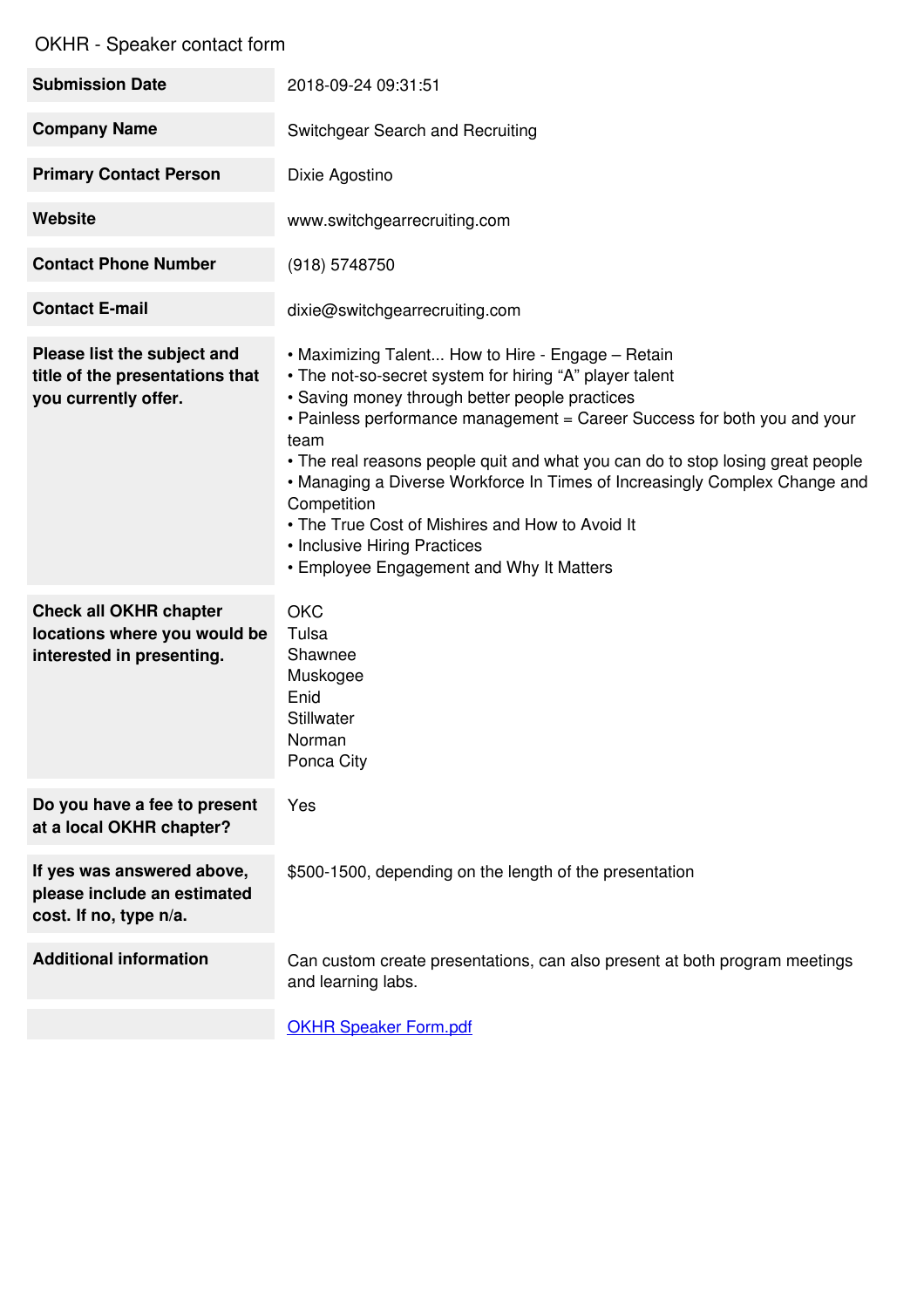OKHR - Speaker contact form

| | |
|---|---|
| **Submission Date** | 2018-09-24 09:31:51 |
| **Company Name** | Switchgear Search and Recruiting |
| **Primary Contact Person** | Dixie Agostino |
| **Website** | www.switchgearrecruiting.com |
| **Contact Phone Number** | (918) 5748750 |
| **Contact E-mail** | dixie@switchgearrecruiting.com |
| **Please list the subject and title of the presentations that you currently offer.** | • Maximizing Talent... How to Hire - Engage – Retain<br>• The not-so-secret system for hiring “A” player talent<br>• Saving money through better people practices<br>• Painless performance management = Career Success for both you and your team<br>• The real reasons people quit and what you can do to stop losing great people<br>• Managing a Diverse Workforce In Times of Increasingly Complex Change and Competition<br>• The True Cost of Mishires and How to Avoid It<br>• Inclusive Hiring Practices<br>• Employee Engagement and Why It Matters |
| **Check all OKHR chapter locations where you would be interested in presenting.** | OKC<br>Tulsa<br>Shawnee<br>Muskogee<br>Enid<br>Stillwater<br>Norman<br>Ponca City |
| **Do you have a fee to present at a local OKHR chapter?** | Yes |
| **If yes was answered above, please include an estimated cost. If no, type n/a.** | $500-1500, depending on the length of the presentation |
| **Additional information** | Can custom create presentations, can also present at both program meetings and learning labs. |
| | OKHR Speaker Form.pdf |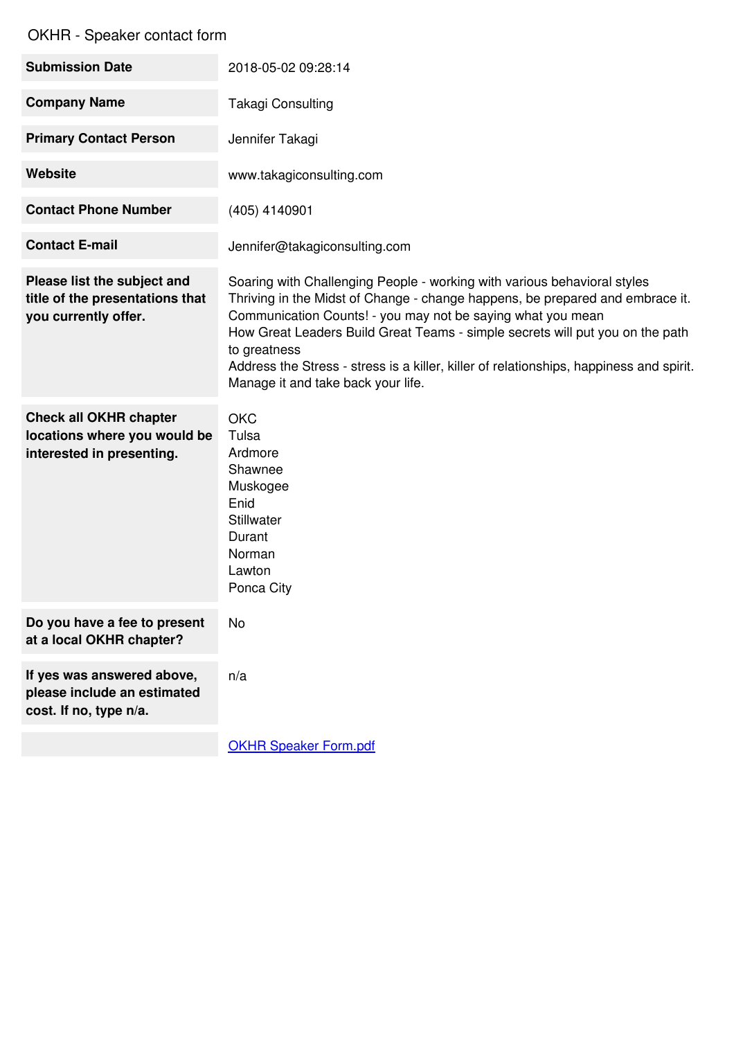OKHR - Speaker contact form

| | |
|---|---|
| **Submission Date** | 2018-05-02 09:28:14 |
| **Company Name** | Takagi Consulting |
| **Primary Contact Person** | Jennifer Takagi |
| **Website** | www.takagiconsulting.com |
| **Contact Phone Number** | (405) 4140901 |
| **Contact E-mail** | Jennifer@takagiconsulting.com |
| **Please list the subject and title of the presentation that you currently offer.** | Soaring with Challenging People - working with various behavioral styles<br>Thriving in the Midst of Change - change happens, be prepared and embrace it.<br>Communication Counts! - you may not be saying what you mean<br>How Great Leaders Build Great Teams - simple secrets will put you on the path to greatness<br>Address the Stress - stress is a killer, killer of relationships, happiness and spirit. Manage it and take back your life. |
| **Check all OKHR chapter locations where you would be interested in presenting.** | OKC<br>Tulsa<br>Ardmore<br>Shawnee<br>Muskogee<br>Enid<br>Stillwater<br>Durant<br>Norman<br>Lawton<br>Ponca City |
| **Do you have a fee to present at a local OKHR chapter?** | No |
| **If yes was answered above, please include an estimated cost. If no, type n/a.** | n/a |
| | OKHR Speaker Form.pdf |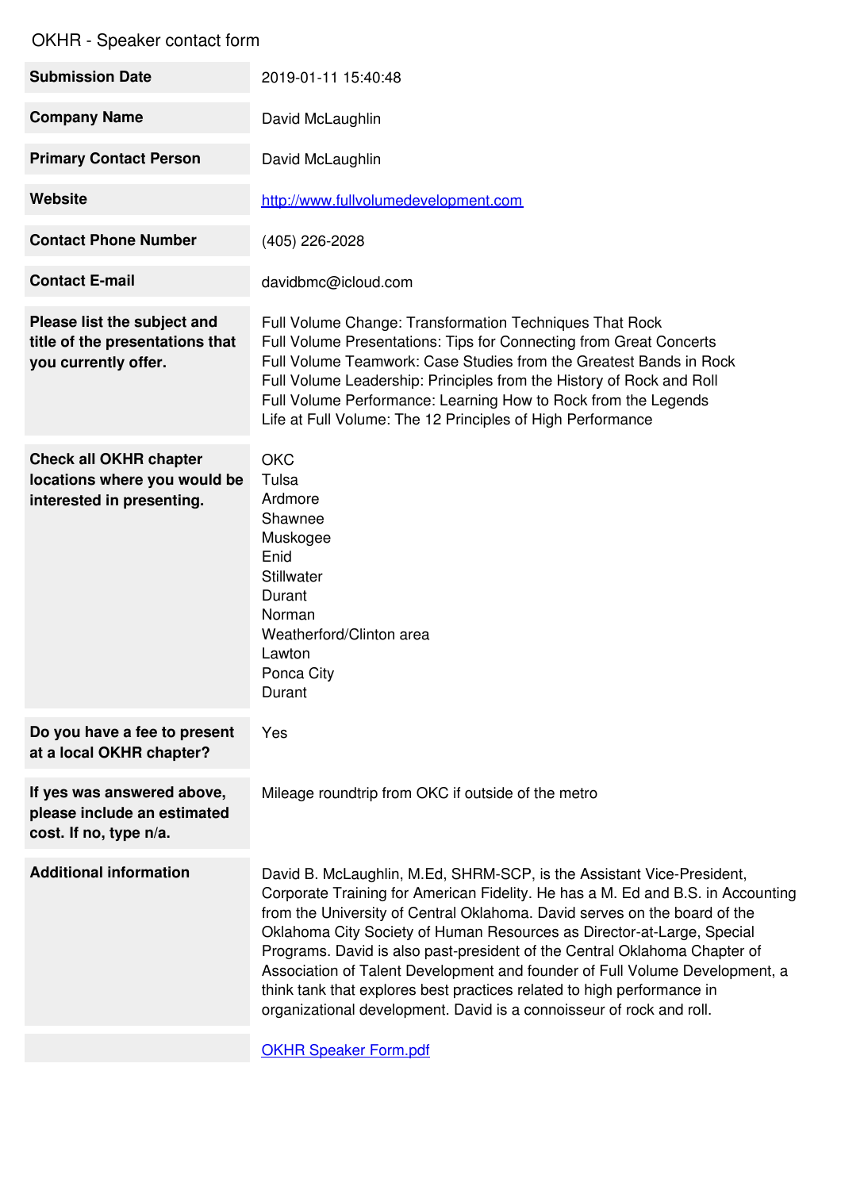OKHR - Speaker contact form

| | |
|---|---|
| **Submission Date** | 2019-01-11 15:40:48 |
| **Company Name** | David McLaughlin |
| **Primary Contact Person** | David McLaughlin |
| **Website** | [http://www.fullvolumedevelopment.com](http://www.fullvolumedevelopment.com) |
| **Contact Phone Number** | (405) 226-2028 |
| **Contact E-mail** | davidbmc@icloud.com |
| **Please list the subject and title of the presentation that you currently offer.** | Full Volume Change: Transformation Techniques That Rock<br>Full Volume Presentations: Tips for Connecting from Great Concerts<br>Full Volume Teamwork: Case Studies from the Greatest Bands in Rock<br>Full Volume Leadership: Principles from the History of Rock and Roll<br>Full Volume Performance: Learning How to Rock from the Legends<br>Life at Full Volume: The 12 Principles of High Performance |
| **Check all OKHR chapter locations where you would be interested in presenting.** | OKC<br>Tulsa<br>Ardmore<br>Shawnee<br>Muskogee<br>Enid<br>Stillwater<br>Durant<br>Norman<br>Weatherford/Clinton area<br>Lawton<br>Ponca City<br>Durant |
| **Do you have a fee to present at a local OKHR chapter?** | Yes |
| **If yes was answered above, please include an estimated cost. If no, type n/a.** | Mileage roundtrip from OKC if outside of the metro |
| **Additional information** | David B. McLaughlin, M.Ed, SHRM-SCP, is the Assistant Vice-President, Corporate Training for American Fidelity. He has a M. Ed and B.S. in Accounting from the University of Central Oklahoma. David serves on the board of the Oklahoma City Society of Human Resources as Director-at-Large, Special Programs. David is also past-president of the Central Oklahoma Chapter of Association of Talent Development and founder of Full Volume Development, a think tank that explores best practices related to high performance in organizational development. David is a connoisseur of rock and roll. |
| | OKHR Speaker Form.pdf |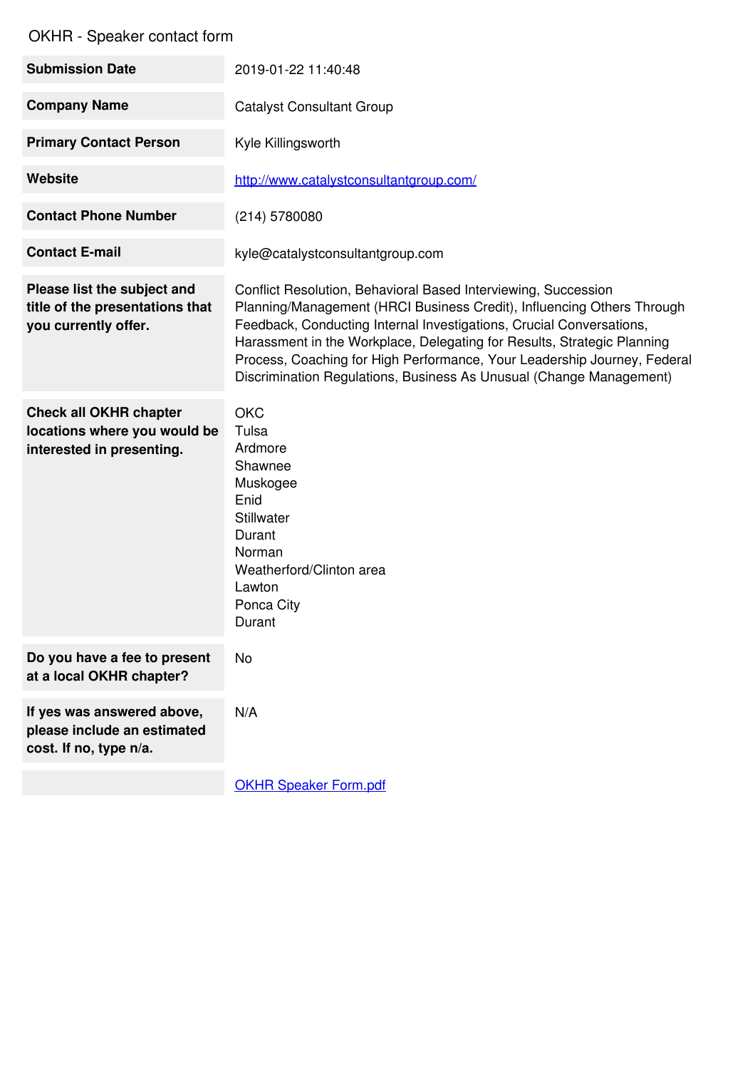OKHR - Speaker contact form

| | |
|---|---|
| **Submission Date** | 2019-01-22 11:40:48 |
| **Company Name** | Catalyst Consultant Group |
| **Primary Contact Person** | Kyle Killingsworth |
| **Website** | http://www.catalystconsultantgroup.com/ |
| **Contact Phone Number** | (214) 5780080 |
| **Contact E-mail** | kyle@catalystconsultantgroup.com |
| **Please list the subject and title of the presentations that you currently offer.** | Conflict Resolution, Behavioral Based Interviewing, Succession Planning/Management (HRCI Business Credit), Influencing Others Through Feedback, Conducting Internal Investigations, Crucial Conversations, Harassment in the Workplace, Delegating for Results, Strategic Planning Process, Coaching for High Performance, Your Leadership Journey, Federal Discrimination Regulations, Business As Unusual (Change Management) |
| **Check all OKHR chapter locations where you would be interested in presenting.** | OKC<br>Tulsa<br>Ardmore<br>Shawnee<br>Muskogee<br>Enid<br>Stillwater<br>Durant<br>Norman<br>Weatherford/Clinton area<br>Lawton<br>Ponca City<br>Durant |
| **Do you have a fee to present at a local OKHR chapter?** | No |
| **If yes was answered above, please include an estimated cost. If no, type n/a.** | N/A |
| | OKHR Speaker Form.pdf |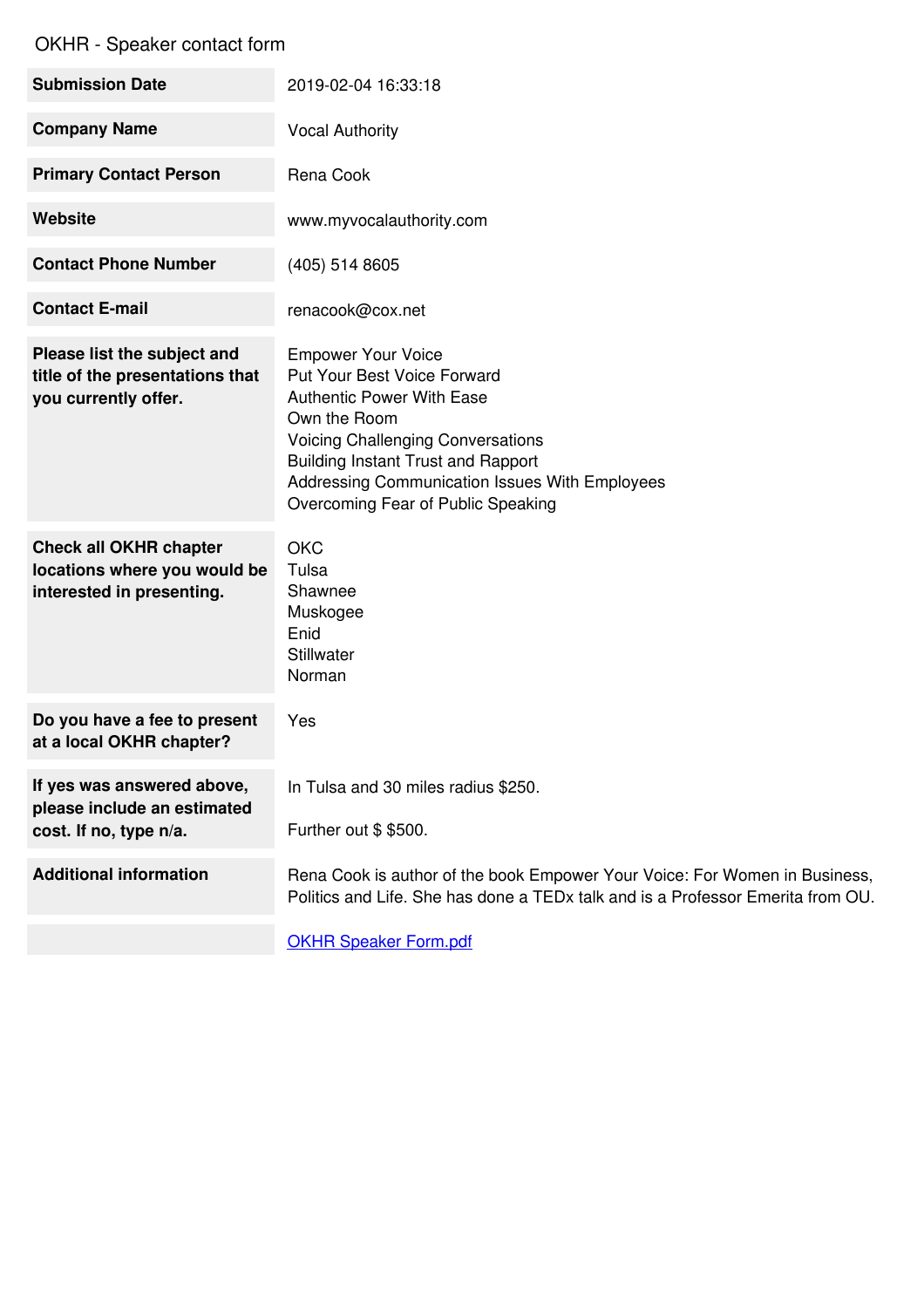OKHR - Speaker contact form

| | |
|---|---|
| **Submission Date** | 2019-02-04 16:33:18 |
| **Company Name** | Vocal Authority |
| **Primary Contact Person** | Rena Cook |
| **Website** | www.myvocalauthority.com |
| **Contact Phone Number** | (405) 514 8605 |
| **Contact E-mail** | renacook@cox.net |
| **Please list the subject and title of the presentations that you currently offer.** | Empower Your Voice<br>Put Your Best Voice Forward<br>Authentic Power With Ease<br>Own the Room<br>Voicing Challenging Conversations<br>Building Instant Trust and Rapport<br>Addressing Communication Issues With Employees<br>Overcoming Fear of Public Speaking |
| **Check all OKHR chapter locations where you would be interested in presenting.** | OKC<br>Tulsa<br>Shawnee<br>Muskogee<br>Enid<br>Stillwater<br>Norman |
| **Do you have a fee to present at a local OKHR chapter?** | Yes |
| **If yes was answered above, please include an estimated cost. If no, type n/a.** | In Tulsa and 30 miles radius $250.<br><br>Further out $ $500. |
| **Additional information** | Rena Cook is author of the book Empower Your Voice: For Women in Business, Politics and Life. She has done a TEDx talk and is a Professor Emerita from OU. |
| | OKHR Speaker Form.pdf |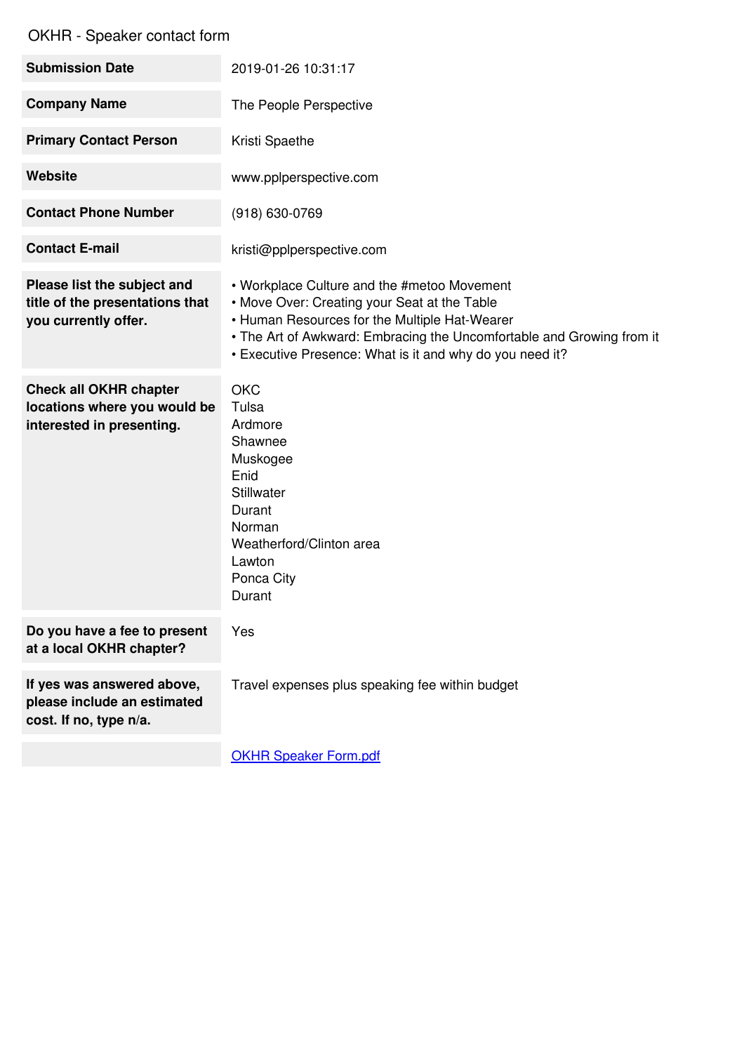OKHR - Speaker contact form

| | |
|---|---|
| **Submission Date** | 2019-01-26 10:31:17 |
| **Company Name** | The People Perspective |
| **Primary Contact Person** | Kristi Spaethe |
| **Website** | www.pplperspective.com |
| **Contact Phone Number** | (918) 630-0769 |
| **Contact E-mail** | kristi@pplperspective.com |
| **Please list the subject and title of the presentations that you currently offer.** | • Workplace Culture and the #metoo Movement<br>• Move Over: Creating your Seat at the Table<br>• Human Resources for the Multiple Hat-Wearer<br>• The Art of Awkward: Embracing the Uncomfortable and Growing from it<br>• Executive Presence: What is it and why do you need it? |
| **Check all OKHR chapter locations where you would be interested in presenting.** | OKC<br>Tulsa<br>Ardmore<br>Shawnee<br>Muskogee<br>Enid<br>Stillwater<br>Durant<br>Norman<br>Weatherford/Clinton area<br>Lawton<br>Ponca City<br>Durant |
| **Do you have a fee to present at a local OKHR chapter?** | Yes |
| **If yes was answered above, please include an estimated cost. If no, type n/a.** | Travel expenses plus speaking fee within budget |
| | OKHR Speaker Form.pdf |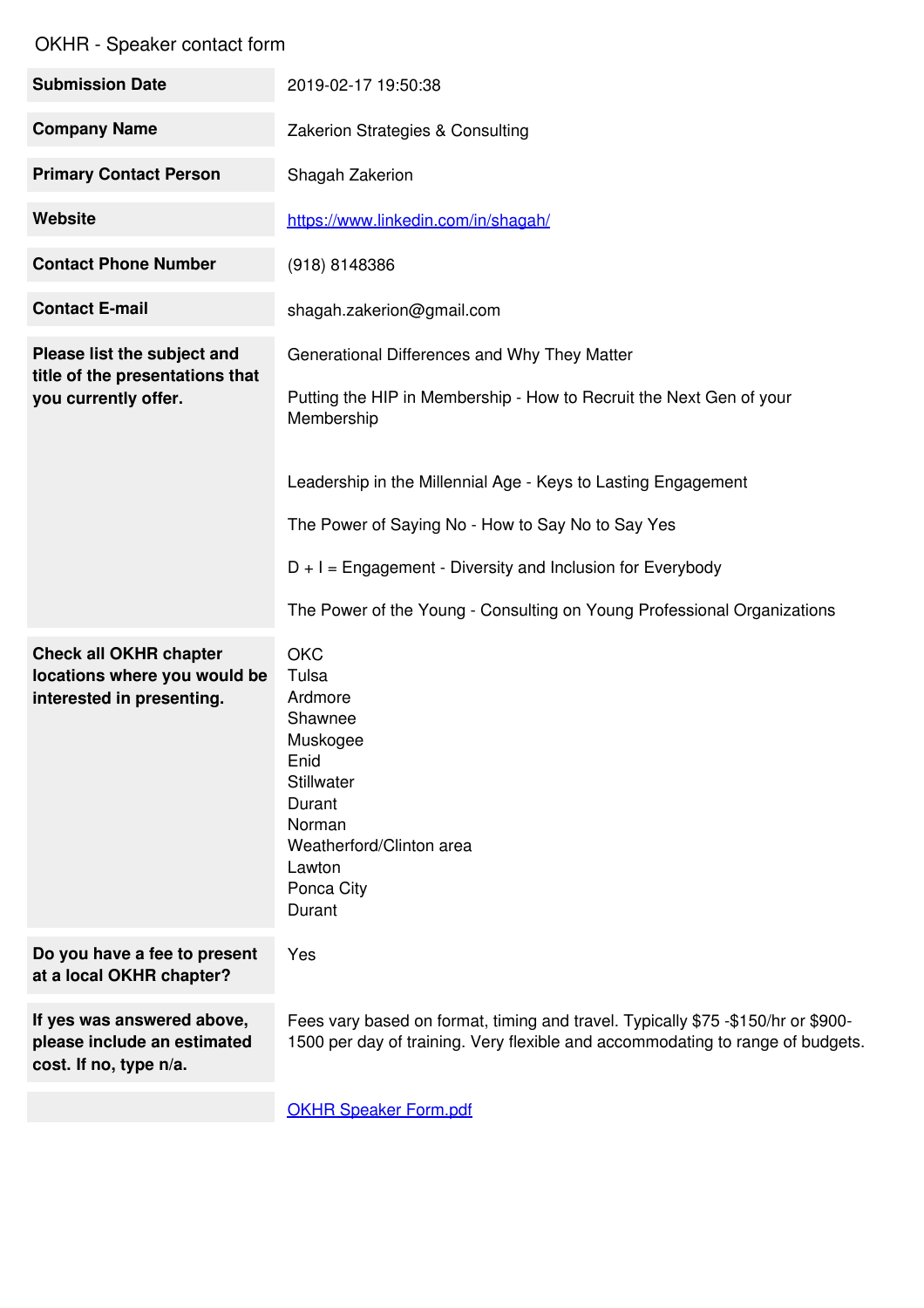# OKHR - Speaker contact form

| | |
|---|---|
| **Submission Date** | 2019-02-17 19:50:38 |
| **Company Name** | Zakerion Strategies & Consulting |
| **Primary Contact Person** | Shagah Zakerion |
| **Website** | [https://www.linkedin.com/in/shagah/](https://www.linkedin.com/in/shagah/) |
| **Contact Phone Number** | (918) 8148386 |
| **Contact E-mail** | shagah.zakerion@gmail.com |
| **Please list the subject and title of the presentation that you currently offer.** | Generational Differences and Why They Matter<br><br>Putting the HIP in Membership - How to Recruit the Next Gen of your Membership<br><br>Leadership in the Millennial Age - Keys to Lasting Engagement<br><br>The Power of Saying No - How to Say No to Say Yes<br><br>D + I = Engagement - Diversity and Inclusion for Everybody<br><br>The Power of the Young - Consulting on Young Professional Organizations |
| **Check all OKHR chapter locations where you would be interested in presenting.** | OKC<br>Tulsa<br>Ardmore<br>Shawnee<br>Muskogee<br>Enid<br>Stillwater<br>Durant<br>Norman<br>Weatherford/Clinton area<br>Lawton<br>Ponca City<br>Durant |
| **Do you have a fee to present at a local OKHR chapter?** | Yes |
| **If yes was answered above, please include an estimated cost. If no, type n/a.** | Fees vary based on format, timing and travel. Typically $75 -$150/hr or $900-1500 per day of training. Very flexible and accommodating to range of budgets. |
| | [OKHR Speaker Form.pdf](OKHR Speaker Form.pdf) |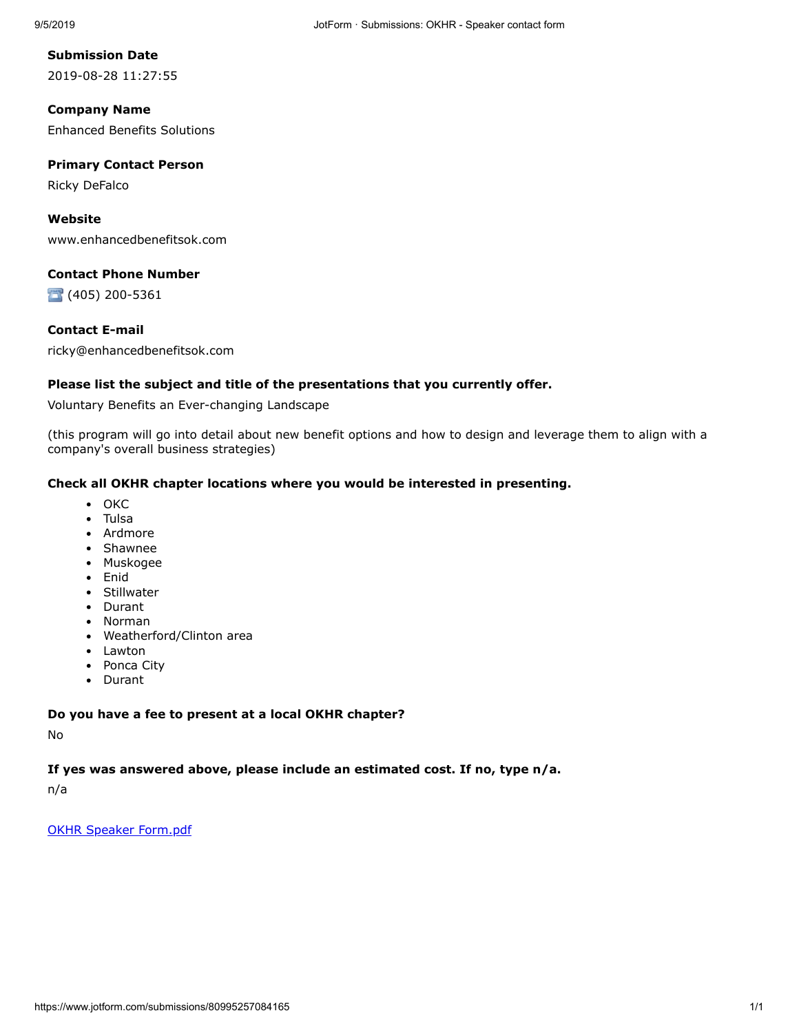**Submission Date**

2019-08-28 11:27:55

**Company Name**

Enhanced Benefits Solutions

**Primary Contact Person**

Ricky DeFalco

**Website**

www.enhancedbenefitsok.com

**Contact Phone Number**

(405) 200-5361

**Contact E-mail**

ricky@enhancedbenefitsok.com

**Please list the subject and title of the presentations that you currently offer.**

Voluntary Benefits an Ever-changing Landscape

(this program will go into detail about new benefit options and how to design and leverage them to align with a company's overall business strategies)

**Check all OKHR chapter locations where you would be interested in presenting.**

- OKC
- Tulsa
- Ardmore
- Shawnee
- Muskogee
- Enid
- Stillwater
- Durant
- Norman
- Weatherford/Clinton area
- Lawton
- Ponca City
- Durant

**Do you have a fee to present at a local OKHR chapter?**

No

**If yes was answered above, please include an estimated cost. If no, type n/a.**

n/a

OKHR Speaker Form.pdf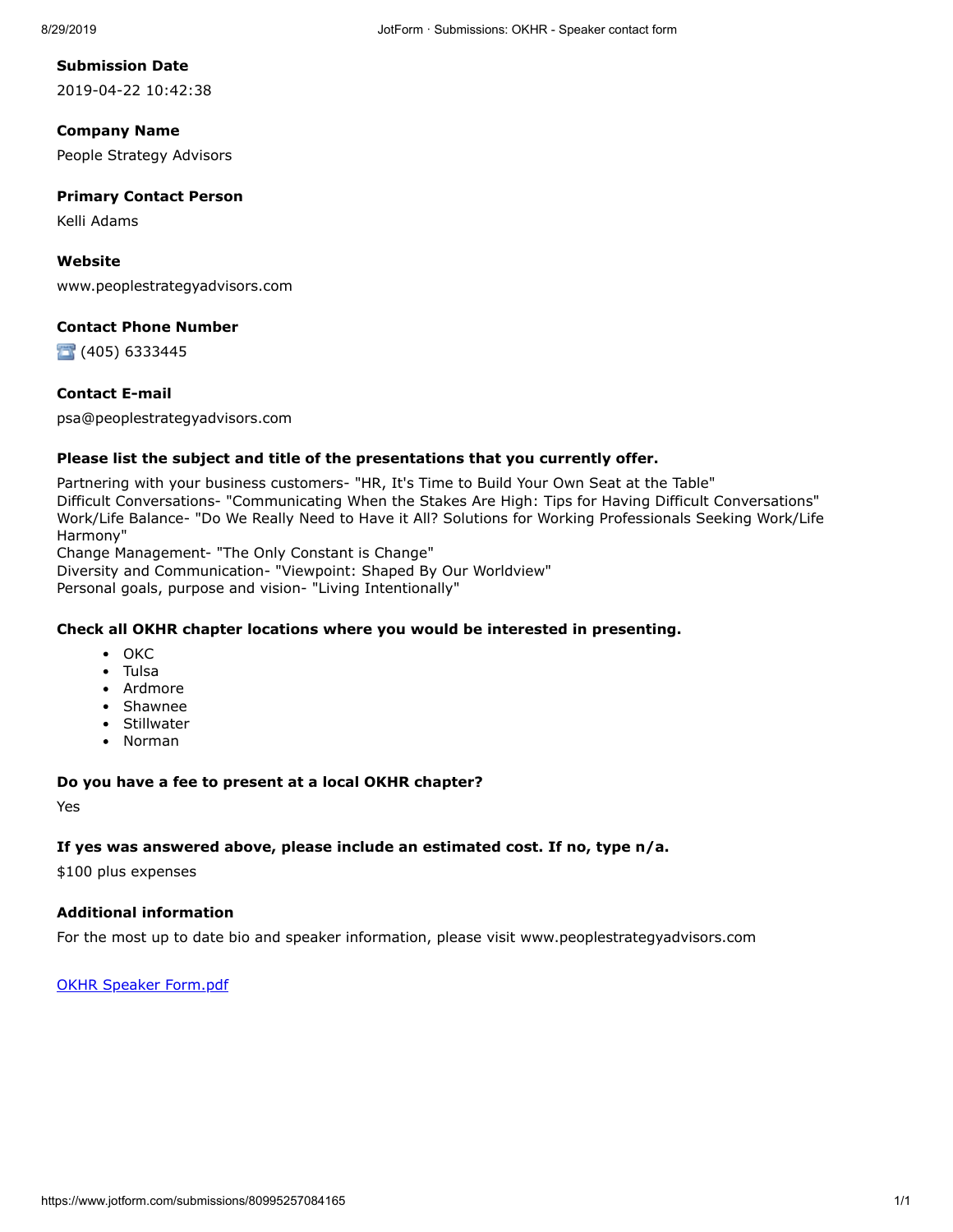**Submission Date**

2019-04-22 10:42:38

**Company Name**

People Strategy Advisors

**Primary Contact Person**

Kelli Adams

**Website**

www.peoplestrategyadvisors.com

**Contact Phone Number**

(405) 6333445

**Contact E-mail**

psa@peoplestrategyadvisors.com

**Please list the subject and title of the presentations that you currently offer.**

Partnering with your business customers- "HR, It's Time to Build Your Own Seat at the Table"
Difficult Conversations- "Communicating When the Stakes Are High: Tips for Having Difficult Conversations"
Work/Life Balance- "Do We Really Need to Have it All? Solutions for Working Professionals Seeking Work/Life Harmony"
Change Management- "The Only Constant is Change"
Diversity and Communication- "Viewpoint: Shaped By Our Worldview"
Personal goals, purpose and vision- "Living Intentionally"

**Check all OKHR chapter locations where you would be interested in presenting.**

- OKC
- Tulsa
- Ardmore
- Shawnee
- Stillwater
- Norman

**Do you have a fee to present at a local OKHR chapter?**

Yes

**If yes was answered above, please include an estimated cost. If no, type n/a.**

$100 plus expenses

**Additional information**

For the most up to date bio and speaker information, please visit www.peoplestrategyadvisors.com

OKHR Speaker Form.pdf